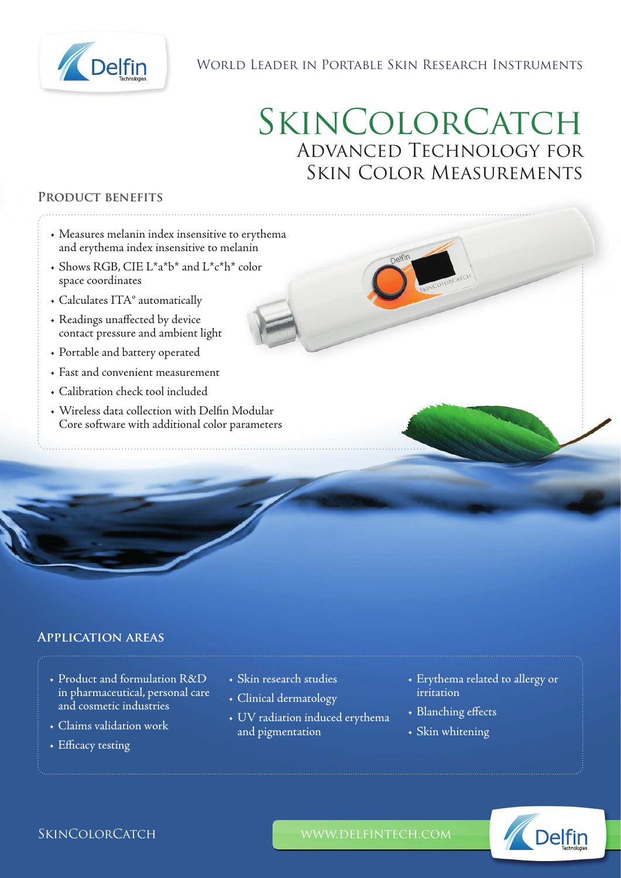World Leader in Portable Skin Research Instruments

# SkinColorCatch

## Advanced Technology for Skin Color Measurements

### Product Benefits

- Measures melanin index insensitive to erythema and erythema index insensitive to melanin
- Shows RGB, CIE L*a*b* and L*c*h* color space coordinates
- Calculates ITA° automatically
- Readings unaffected by device contact pressure and ambient light
- Portable and battery operated
- Fast and convenient measurement
- Calibration check tool included
- Wireless data collection with Delfin Modular Core software with additional color parameters

### Application Areas

- Product and formulation R&D in pharmaceutical, personal care and cosmetic industries
- Claims validation work
- Efficacy testing
- Skin research studies
- Clinical dermatology
- UV radiation induced erythema and pigmentation
- Erythema related to allergy or irritation
- Blanching effects
- Skin whitening

SkinColorCatch

www.delfintech.com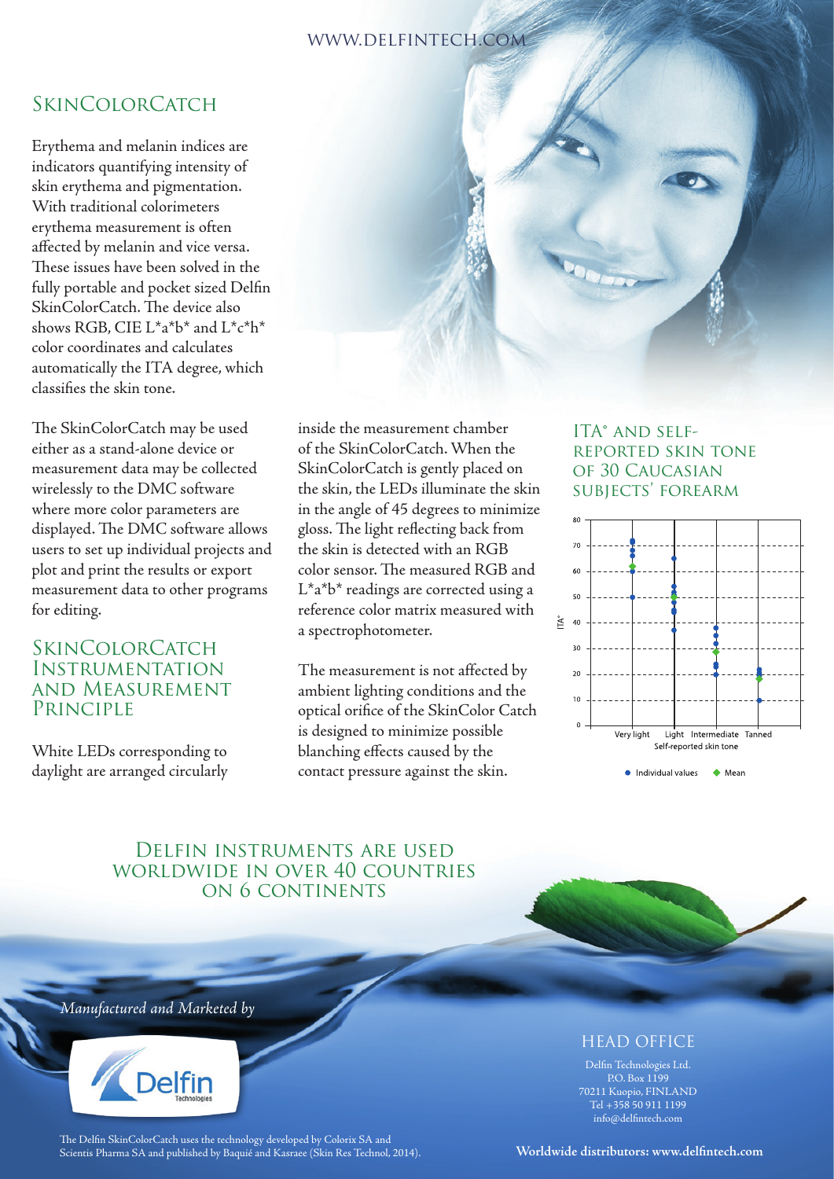# SkinColorCatch

Erythema and melanin indices are indicators quantifying intensity of skin erythema and pigmentation. With traditional colorimeters erythema measurement is often affected by melanin and vice versa. These issues have been solved in the fully portable and pocket sized Delfin SkinColorCatch. The device also shows RGB, CIE L*a*b* and L*c*h* color coordinates and calculates automatically the ITA degree, which classifies the skin tone.

The SkinColorCatch may be used either as a stand-alone device or measurement data may be collected wirelessly to the DMC software where more color parameters are displayed. The DMC software allows users to set up individual projects and plot and print the results or export measurement data to other programs for editing.

## SkinColorCatch Instrumentation and Measurement Principle

White LEDs corresponding to daylight are arranged circularly inside the measurement chamber of the SkinColorCatch. When the SkinColorCatch is gently placed on the skin, the LEDs illuminate the skin in the angle of 45 degrees to minimize gloss. The light reflecting back from the skin is detected with an RGB color sensor. The measured RGB and L*a*b* readings are corrected using a reference color matrix measured with a spectrophotometer.

The measurement is not affected by ambient lighting conditions and the optical orifice of the SkinColor Catch is designed to minimize possible blanching effects caused by the contact pressure against the skin.

## ITA° and self-reported skin tone of 30 Caucasian subjects' forearm

ITA°

80
70
60
50
40
30
20
10
0

Very light
Light
Intermediate
Tanned

Self-reported skin tone

Individual values
Mean

## Delfin instruments are used worldwide in over 40 countries on 6 continents

*Manufactured and Marketed by*

Delfin Technologies

## Head Office

Delfin Technologies Ltd.
P.O. Box 1199
70211 Kuopio, FINLAND
Tel +358 50 911 1199
info@delfintech.com

The Delfin SkinColorCatch uses the technology developed by Colorix SA and Scientis Pharma SA and published by Baquié and Kasraee (Skin Res Technol, 2014).

**Worldwide distributors: www.delfintech.com**